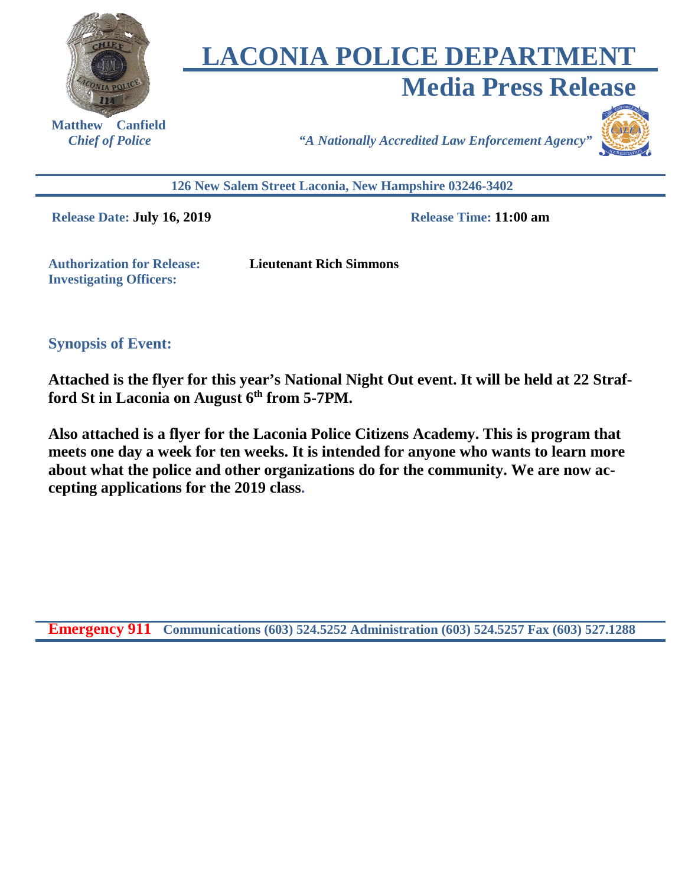# LACONIA POLICE DEPARTMENT

## Media Press Release

**Matthew Canfield**
*Chief of Police*

*"A Nationally Accredited Law Enforcement Agency"*

**126 New Salem Street Laconia, New Hampshire 03246-3402**

**Release Date:** **July 16, 2019** **Release Time:** **11:00 am**

**Authorization for Release:** **Lieutenant Rich Simmons**
**Investigating Officers:**

### Synopsis of Event:

**Attached is the flyer for this year's National Night Out event. It will be held at 22 Strafford St in Laconia on August 6th from 5-7PM.**

**Also attached is a flyer for the Laconia Police Citizens Academy. This is program that meets one day a week for ten weeks. It is intended for anyone who wants to learn more about what the police and other organizations do for the community. We are now accepting applications for the 2019 class.**

**Emergency 911** **Communications (603) 524.5252 Administration (603) 524.5257 Fax (603) 527.1288**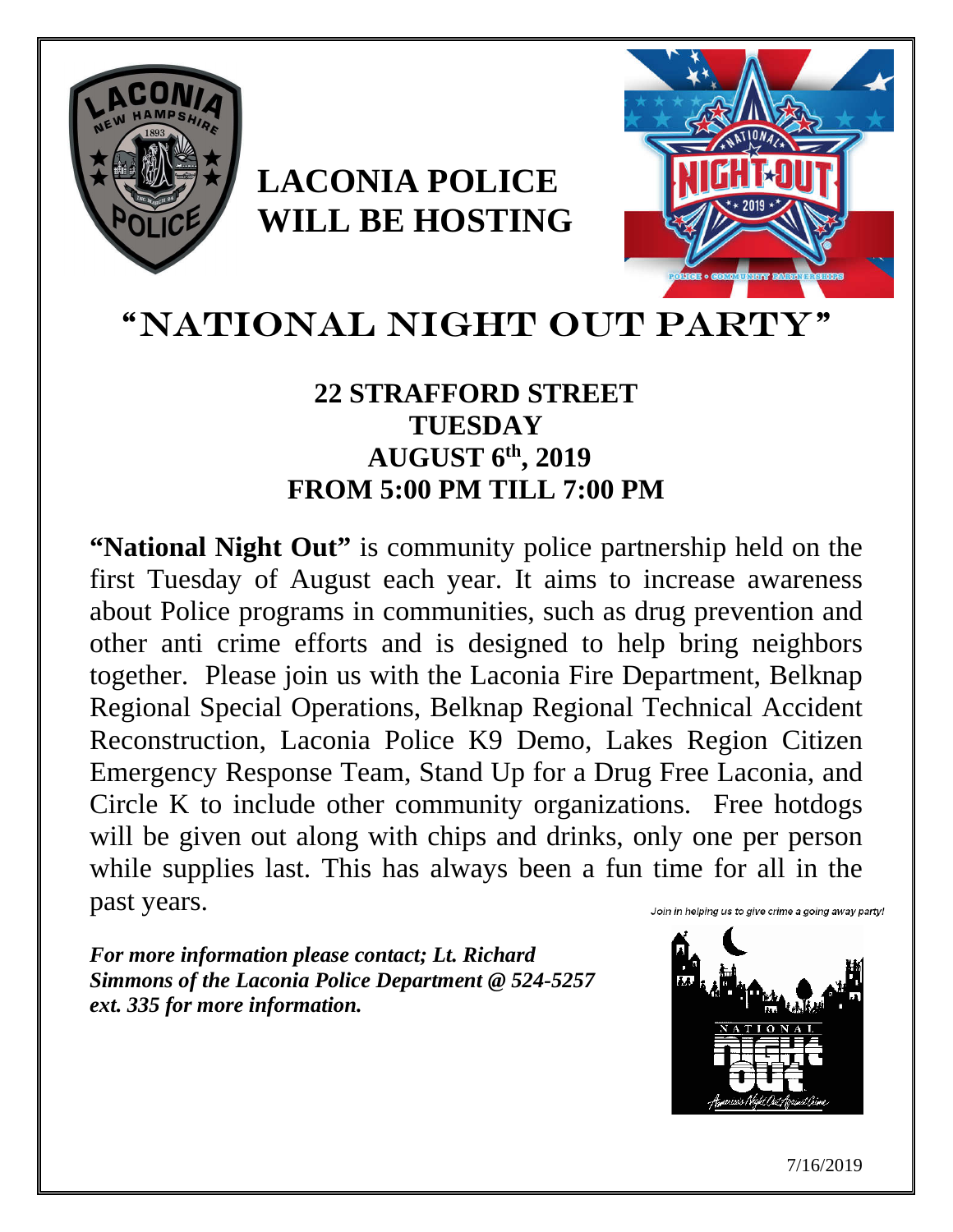# LACONIA POLICE WILL BE HOSTING

# "NATIONAL NIGHT OUT PARTY"

**22 STRAFFORD STREET**
**TUESDAY**
**AUGUST 6th, 2019**
**FROM 5:00 PM TILL 7:00 PM**

**"National Night Out"** is community police partnership held on the first Tuesday of August each year. It aims to increase awareness about Police programs in communities, such as drug prevention and other anti crime efforts and is designed to help bring neighbors together. Please join us with the Laconia Fire Department, Belknap Regional Special Operations, Belknap Regional Technical Accident Reconstruction, Laconia Police K9 Demo, Lakes Region Citizen Emergency Response Team, Stand Up for a Drug Free Laconia, and Circle K to include other community organizations. Free hotdogs will be given out along with chips and drinks, only one per person while supplies last. This has always been a fun time for all in the past years.

***For more information please contact; Lt. Richard Simmons of the Laconia Police Department @ 524-5257 ext. 335 for more information.***

*Join in helping us to give crime a going away party!*

7/16/2019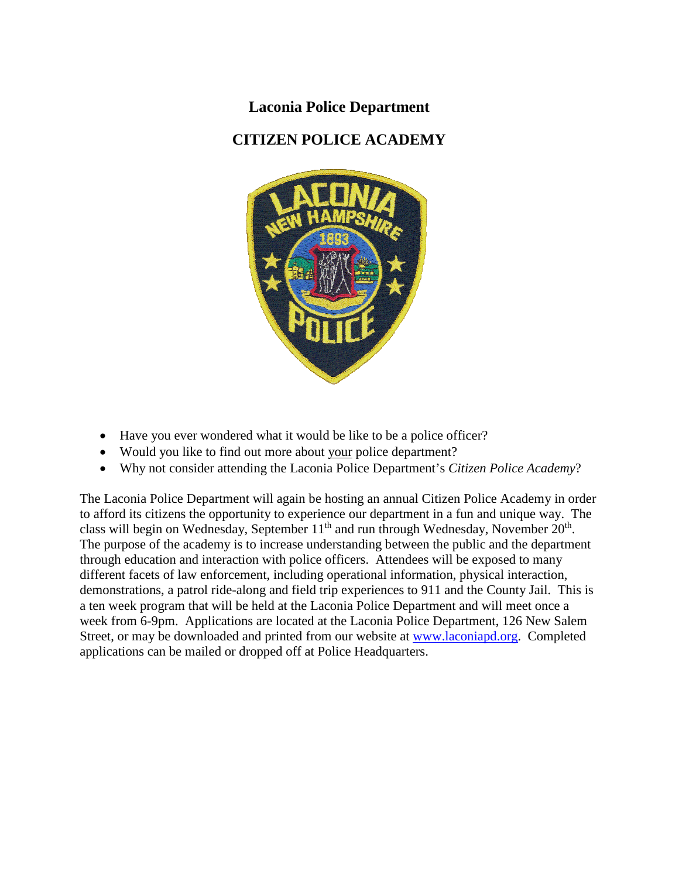# Laconia Police Department

## CITIZEN POLICE ACADEMY

- Have you ever wondered what it would be like to be a police officer?
- Would you like to find out more about your police department?
- Why not consider attending the Laconia Police Department's *Citizen Police Academy*?

The Laconia Police Department will again be hosting an annual Citizen Police Academy in order to afford its citizens the opportunity to experience our department in a fun and unique way. The class will begin on Wednesday, September 11th and run through Wednesday, November 20th. The purpose of the academy is to increase understanding between the public and the department through education and interaction with police officers. Attendees will be exposed to many different facets of law enforcement, including operational information, physical interaction, demonstrations, a patrol ride-along and field trip experiences to 911 and the County Jail. This is a ten week program that will be held at the Laconia Police Department and will meet once a week from 6-9pm. Applications are located at the Laconia Police Department, 126 New Salem Street, or may be downloaded and printed from our website at www.laconiapd.org. Completed applications can be mailed or dropped off at Police Headquarters.